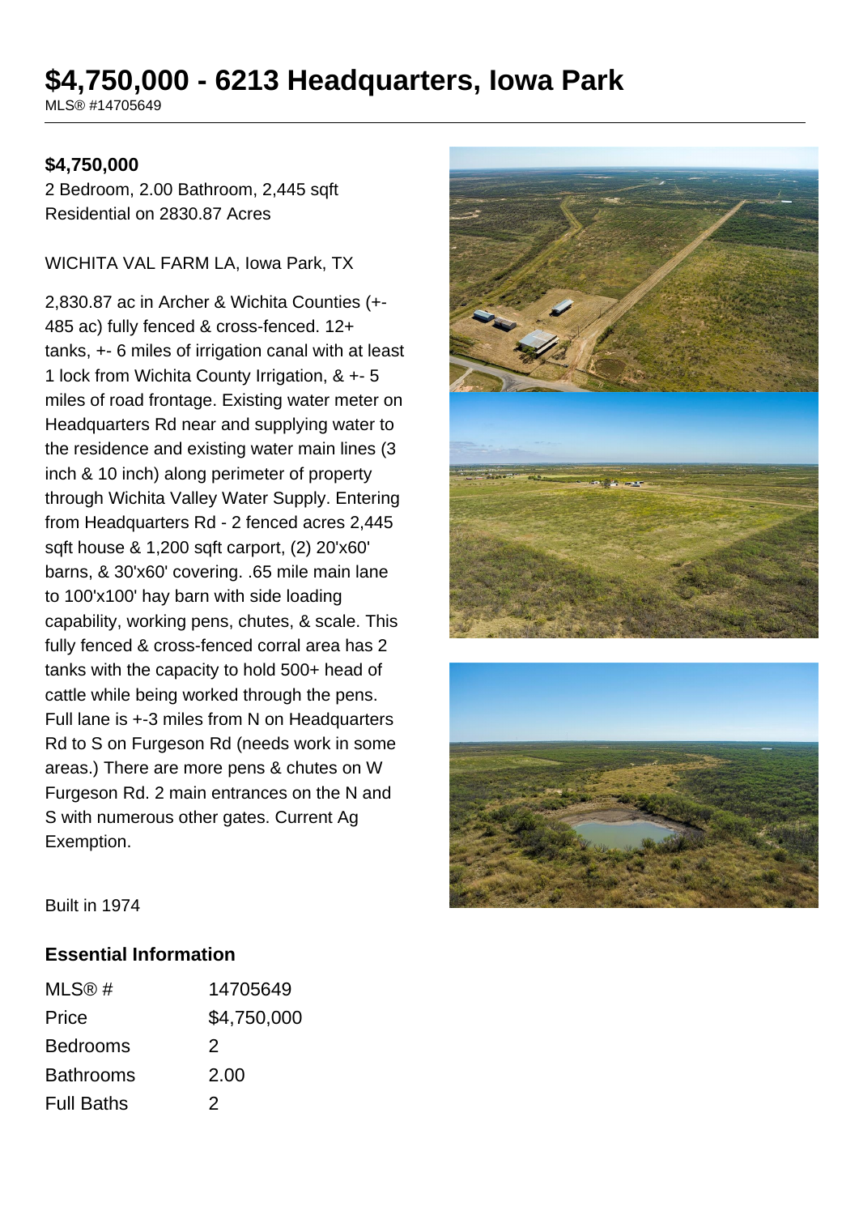# $4,750,000 - 6213 Headquarters, Iowa Park

MLS® #14705649

**$4,750,000**

2 Bedroom, 2.00 Bathroom, 2,445 sqft
Residential on 2830.87 Acres

WICHITA VAL FARM LA, Iowa Park, TX

2,830.87 ac in Archer & Wichita Counties (+-485 ac) fully fenced & cross-fenced. 12+ tanks, +- 6 miles of irrigation canal with at least 1 lock from Wichita County Irrigation, & +- 5 miles of road frontage. Existing water meter on Headquarters Rd near and supplying water to the residence and existing water main lines (3 inch & 10 inch) along perimeter of property through Wichita Valley Water Supply. Entering from Headquarters Rd - 2 fenced acres 2,445 sqft house & 1,200 sqft carport, (2) 20'x60' barns, & 30'x60' covering. .65 mile main lane to 100'x100' hay barn with side loading capability, working pens, chutes, & scale. This fully fenced & cross-fenced corral area has 2 tanks with the capacity to hold 500+ head of cattle while being worked through the pens. Full lane is +-3 miles from N on Headquarters Rd to S on Furgeson Rd (needs work in some areas.) There are more pens & chutes on W Furgeson Rd. 2 main entrances on the N and S with numerous other gates. Current Ag Exemption.

Built in 1974

## Essential Information

| | |
|---|---|
| MLS® # | 14705649 |
| Price | $4,750,000 |
| Bedrooms | 2 |
| Bathrooms | 2.00 |
| Full Baths | 2 |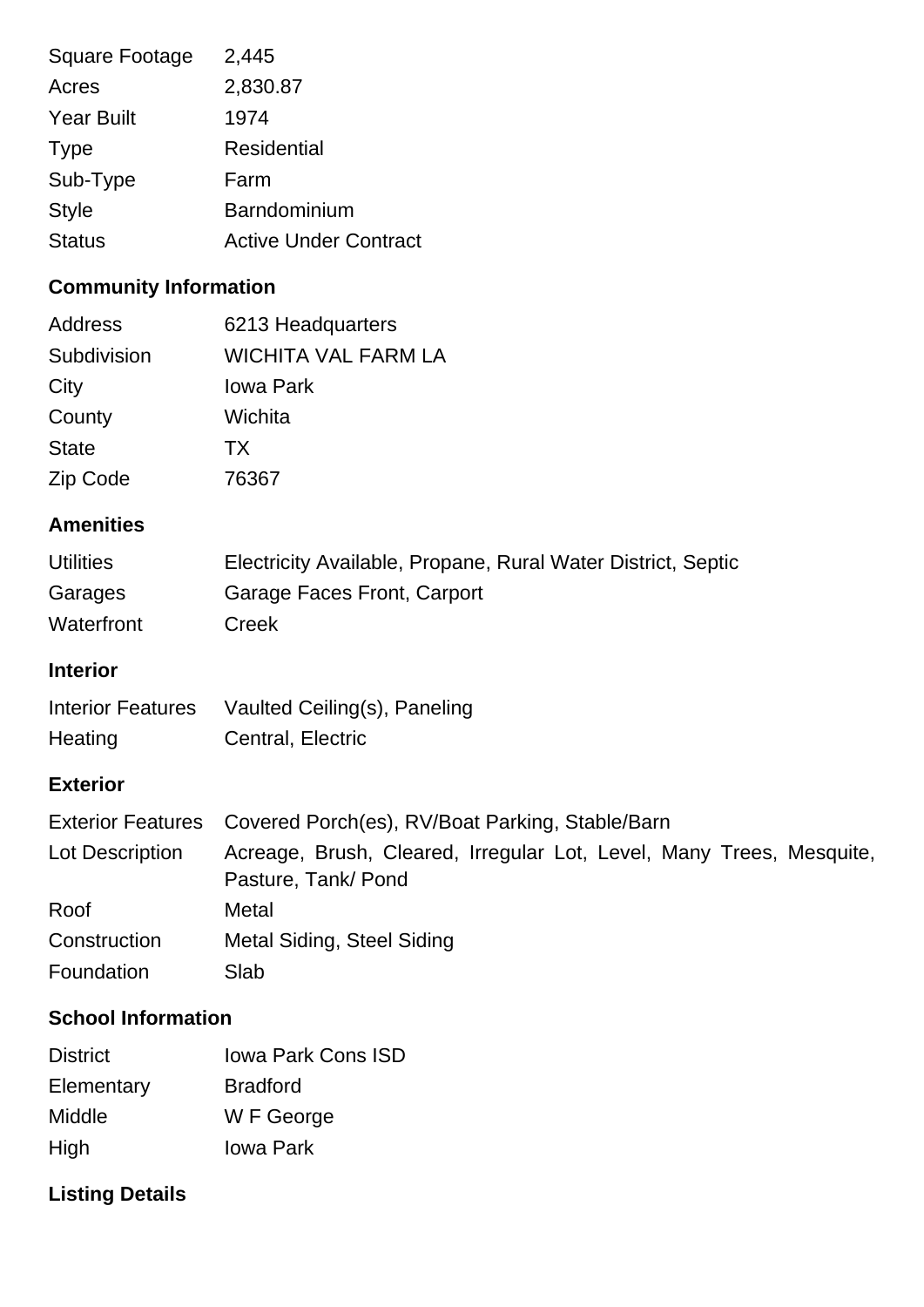| | |
|---|---|
| Square Footage | 2,445 |
| Acres | 2,830.87 |
| Year Built | 1974 |
| Type | Residential |
| Sub-Type | Farm |
| Style | Barndominium |
| Status | Active Under Contract |

## Community Information

| | |
|---|---|
| Address | 6213 Headquarters |
| Subdivision | WICHITA VAL FARM LA |
| City | Iowa Park |
| County | Wichita |
| State | TX |
| Zip Code | 76367 |

## Amenities

| | |
|---|---|
| Utilities | Electricity Available, Propane, Rural Water District, Septic |
| Garages | Garage Faces Front, Carport |
| Waterfront | Creek |

## Interior

| | |
|---|---|
| Interior Features | Vaulted Ceiling(s), Paneling |
| Heating | Central, Electric |

## Exterior

| | |
|---|---|
| Exterior Features | Covered Porch(es), RV/Boat Parking, Stable/Barn |
| Lot Description | Acreage, Brush, Cleared, Irregular Lot, Level, Many Trees, Mesquite, Pasture, Tank/ Pond |
| Roof | Metal |
| Construction | Metal Siding, Steel Siding |
| Foundation | Slab |

## School Information

| | |
|---|---|
| District | Iowa Park Cons ISD |
| Elementary | Bradford |
| Middle | W F George |
| High | Iowa Park |

## Listing Details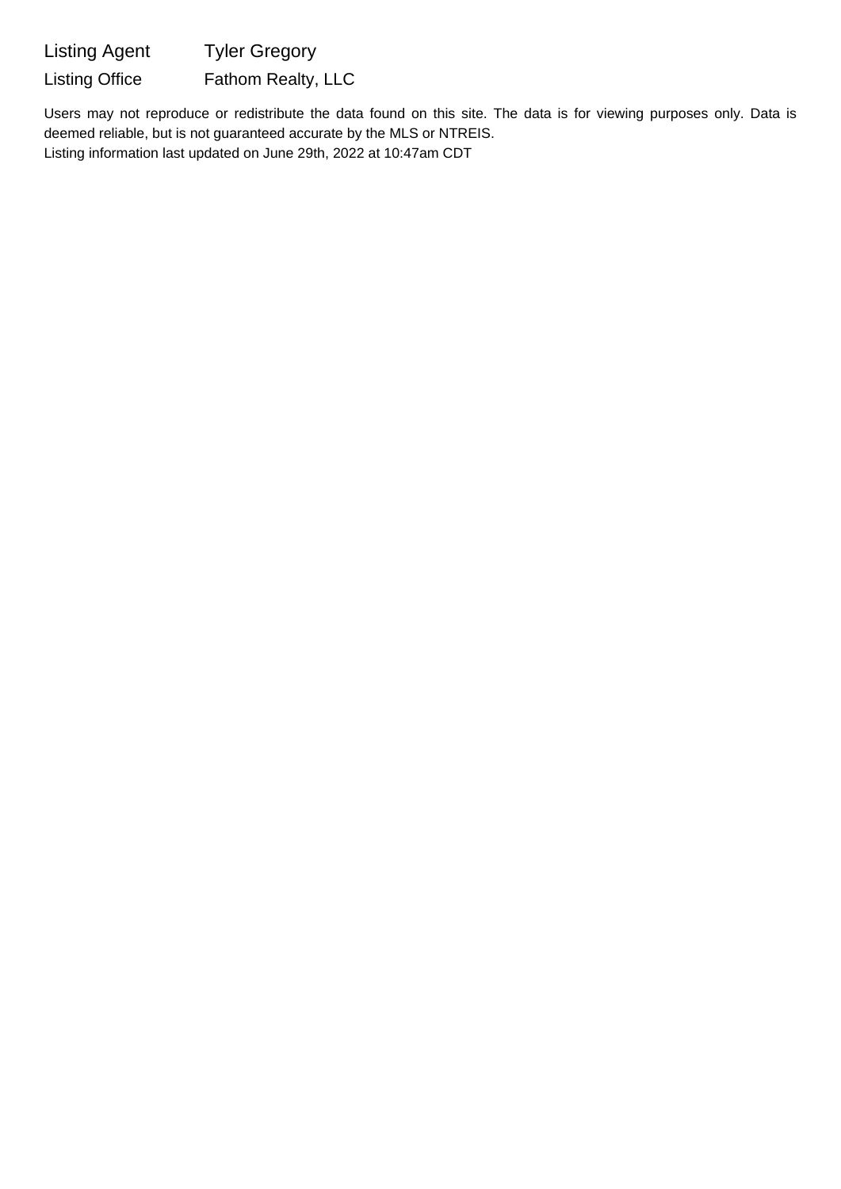| | |
|---|---|
| Listing Agent | Tyler Gregory |
| Listing Office | Fathom Realty, LLC |

Users may not reproduce or redistribute the data found on this site. The data is for viewing purposes only. Data is deemed reliable, but is not guaranteed accurate by the MLS or NTREIS.

Listing information last updated on June 29th, 2022 at 10:47am CDT